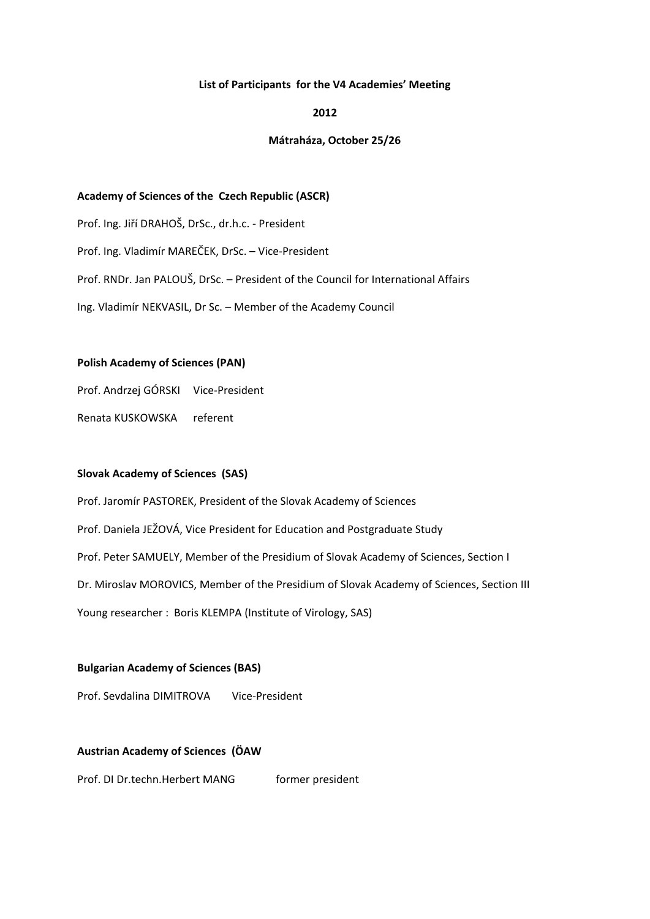**List of Participants for the V4 Academies' Meeting**

**2012**

**Mátraháza, October 25/26**

**Academy of Sciences of the Czech Republic (ASCR)**

Prof. Ing. Jiří DRAHOŠ, DrSc., dr.h.c. - President

Prof. Ing. Vladimír MAREČEK, DrSc. – Vice-President

Prof. RNDr. Jan PALOUŠ, DrSc. – President of the Council for International Affairs

Ing. Vladimír NEKVASIL, Dr Sc. – Member of the Academy Council

**Polish Academy of Sciences (PAN)**

Prof. Andrzej GÓRSKI Vice-President

Renata KUSKOWSKA referent

**Slovak Academy of Sciences (SAS)**

Prof. Jaromír PASTOREK, President of the Slovak Academy of Sciences

Prof. Daniela JEŽOVÁ, Vice President for Education and Postgraduate Study

Prof. Peter SAMUELY, Member of the Presidium of Slovak Academy of Sciences, Section I

Dr. Miroslav MOROVICS, Member of the Presidium of Slovak Academy of Sciences, Section III

Young researcher : Boris KLEMPA (Institute of Virology, SAS)

**Bulgarian Academy of Sciences (BAS)**

Prof. Sevdalina DIMITROVA Vice-President

**Austrian Academy of Sciences (ÖAW**

Prof. DI Dr.techn.Herbert MANG former president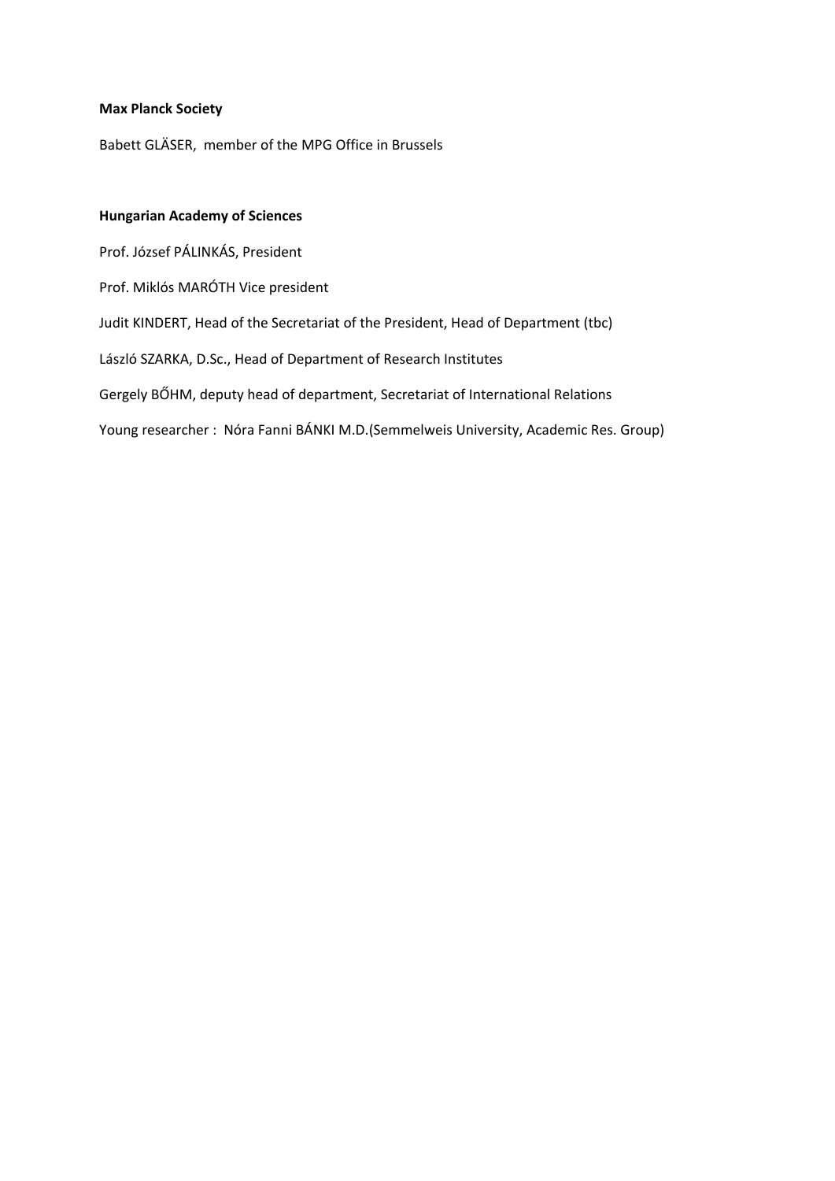**Max Planck Society**

Babett GLÄSER, member of the MPG Office in Brussels

**Hungarian Academy of Sciences**

Prof. József PÁLINKÁS, President

Prof. Miklós MARÓTH Vice president

Judit KINDERT, Head of the Secretariat of the President, Head of Department (tbc)

László SZARKA, D.Sc., Head of Department of Research Institutes

Gergely BŐHM, deputy head of department, Secretariat of International Relations

Young researcher : Nóra Fanni BÁNKI M.D.(Semmelweis University, Academic Res. Group)